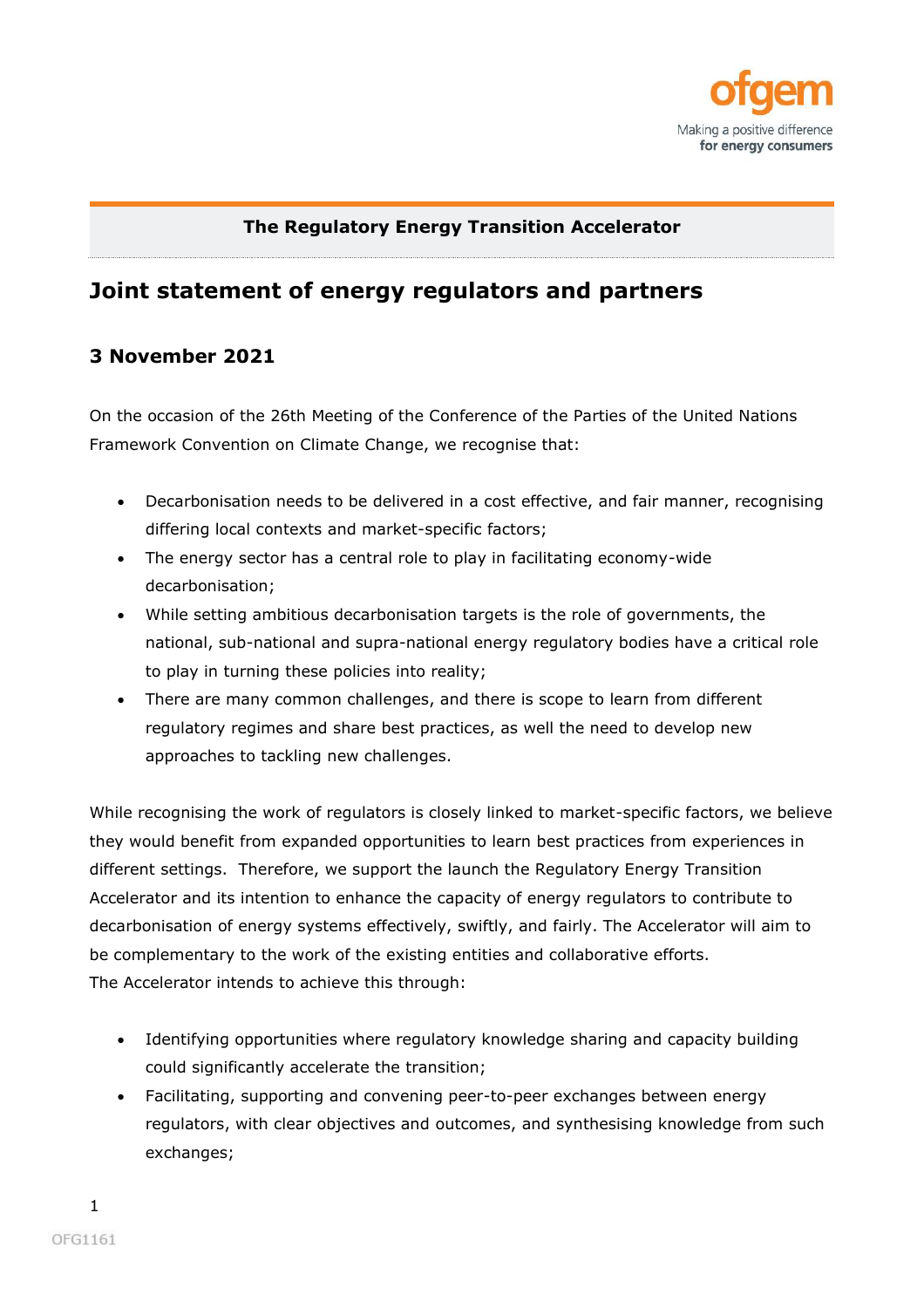**The Regulatory Energy Transition Accelerator**

# Joint statement of energy regulators and partners

## 3 November 2021

On the occasion of the 26th Meeting of the Conference of the Parties of the United Nations Framework Convention on Climate Change, we recognise that:

- Decarbonisation needs to be delivered in a cost effective, and fair manner, recognising differing local contexts and market-specific factors;
- The energy sector has a central role to play in facilitating economy-wide decarbonisation;
- While setting ambitious decarbonisation targets is the role of governments, the national, sub-national and supra-national energy regulatory bodies have a critical role to play in turning these policies into reality;
- There are many common challenges, and there is scope to learn from different regulatory regimes and share best practices, as well the need to develop new approaches to tackling new challenges.

While recognising the work of regulators is closely linked to market-specific factors, we believe they would benefit from expanded opportunities to learn best practices from experiences in different settings. Therefore, we support the launch the Regulatory Energy Transition Accelerator and its intention to enhance the capacity of energy regulators to contribute to decarbonisation of energy systems effectively, swiftly, and fairly. The Accelerator will aim to be complementary to the work of the existing entities and collaborative efforts.
The Accelerator intends to achieve this through:

- Identifying opportunities where regulatory knowledge sharing and capacity building could significantly accelerate the transition;
- Facilitating, supporting and convening peer-to-peer exchanges between energy regulators, with clear objectives and outcomes, and synthesising knowledge from such exchanges;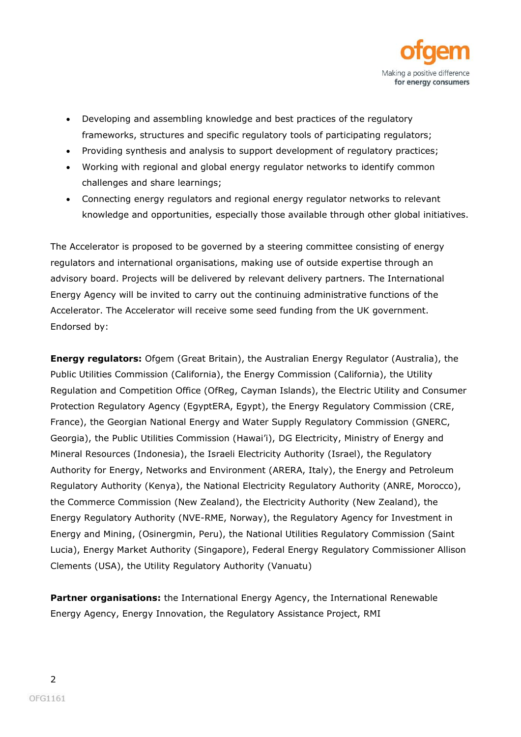- Developing and assembling knowledge and best practices of the regulatory frameworks, structures and specific regulatory tools of participating regulators;
- Providing synthesis and analysis to support development of regulatory practices;
- Working with regional and global energy regulator networks to identify common challenges and share learnings;
- Connecting energy regulators and regional energy regulator networks to relevant knowledge and opportunities, especially those available through other global initiatives.

The Accelerator is proposed to be governed by a steering committee consisting of energy regulators and international organisations, making use of outside expertise through an advisory board. Projects will be delivered by relevant delivery partners. The International Energy Agency will be invited to carry out the continuing administrative functions of the Accelerator. The Accelerator will receive some seed funding from the UK government. Endorsed by:

**Energy regulators:** Ofgem (Great Britain), the Australian Energy Regulator (Australia), the Public Utilities Commission (California), the Energy Commission (California), the Utility Regulation and Competition Office (OfReg, Cayman Islands), the Electric Utility and Consumer Protection Regulatory Agency (EgyptERA, Egypt), the Energy Regulatory Commission (CRE, France), the Georgian National Energy and Water Supply Regulatory Commission (GNERC, Georgia), the Public Utilities Commission (Hawai'i), DG Electricity, Ministry of Energy and Mineral Resources (Indonesia), the Israeli Electricity Authority (Israel), the Regulatory Authority for Energy, Networks and Environment (ARERA, Italy), the Energy and Petroleum Regulatory Authority (Kenya), the National Electricity Regulatory Authority (ANRE, Morocco), the Commerce Commission (New Zealand), the Electricity Authority (New Zealand), the Energy Regulatory Authority (NVE-RME, Norway), the Regulatory Agency for Investment in Energy and Mining, (Osinergmin, Peru), the National Utilities Regulatory Commission (Saint Lucia), Energy Market Authority (Singapore), Federal Energy Regulatory Commissioner Allison Clements (USA), the Utility Regulatory Authority (Vanuatu)

**Partner organisations:** the International Energy Agency, the International Renewable Energy Agency, Energy Innovation, the Regulatory Assistance Project, RMI